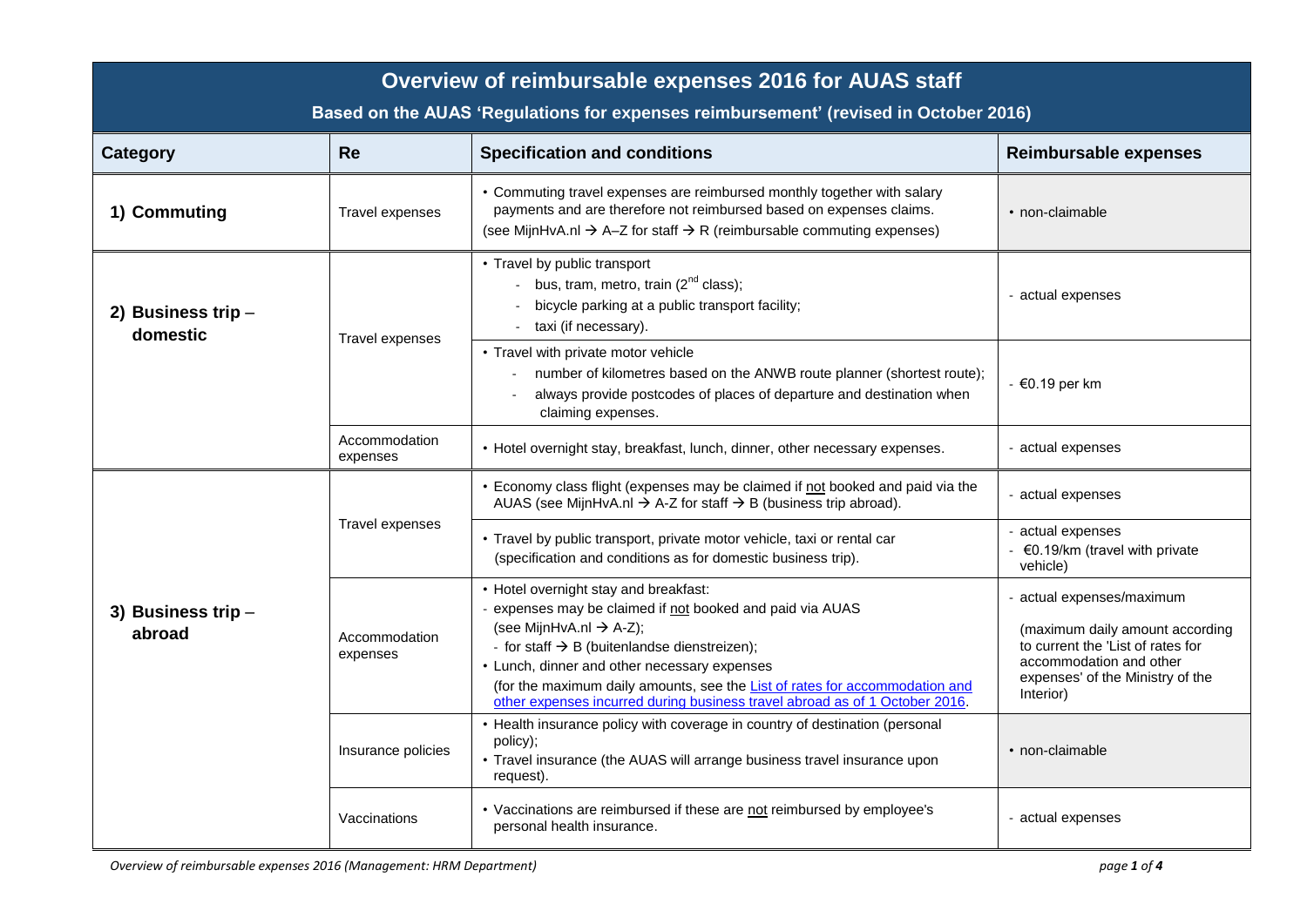# Overview of reimbursable expenses 2016 for AUAS staff

**Based on the AUAS 'Regulations for expenses reimbursement' (revised in October 2016)**

| Category | Re | Specification and conditions | Reimbursable expenses |
|---|---|---|---|
| **1) Commuting** | Travel expenses | • Commuting travel expenses are reimbursed monthly together with salary payments and are therefore not reimbursed based on expenses claims. (see MijnHvA.nl → A–Z for staff → R (reimbursable commuting expenses) | • non-claimable |
| **2) Business trip – domestic** | Travel expenses | • Travel by public transport<br>- bus, tram, metro, train (2nd class);<br>- bicycle parking at a public transport facility;<br>- taxi (if necessary). | - actual expenses |
| | | • Travel with private motor vehicle<br>- number of kilometres based on the ANWB route planner (shortest route);<br>- always provide postcodes of places of departure and destination when claiming expenses. | - €0.19 per km |
| | Accommodation expenses | • Hotel overnight stay, breakfast, lunch, dinner, other necessary expenses. | - actual expenses |
| **3) Business trip – abroad** | Travel expenses | • Economy class flight (expenses may be claimed if <u>not</u> booked and paid via the AUAS (see MijnHvA.nl → A-Z for staff → B (business trip abroad). | - actual expenses |
| | | • Travel by public transport, private motor vehicle, taxi or rental car (specification and conditions as for domestic business trip). | - actual expenses<br>- €0.19/km (travel with private vehicle) |
| | Accommodation expenses | • Hotel overnight stay and breakfast:<br>- expenses may be claimed if <u>not</u> booked and paid via AUAS (see MijnHvA.nl → A-Z);<br>- for staff → B (buitenlandse dienstreizen);<br>• Lunch, dinner and other necessary expenses (for the maximum daily amounts, see the List of rates for accommodation and other expenses incurred during business travel abroad as of 1 October 2016. | - actual expenses/maximum<br>(maximum daily amount according to current the 'List of rates for accommodation and other expenses' of the Ministry of the Interior) |
| | Insurance policies | • Health insurance policy with coverage in country of destination (personal policy);<br>• Travel insurance (the AUAS will arrange business travel insurance upon request). | • non-claimable |
| | Vaccinations | • Vaccinations are reimbursed if these are <u>not</u> reimbursed by employee's personal health insurance. | - actual expenses |

*Overview of reimbursable expenses 2016 (Management: HRM Department)*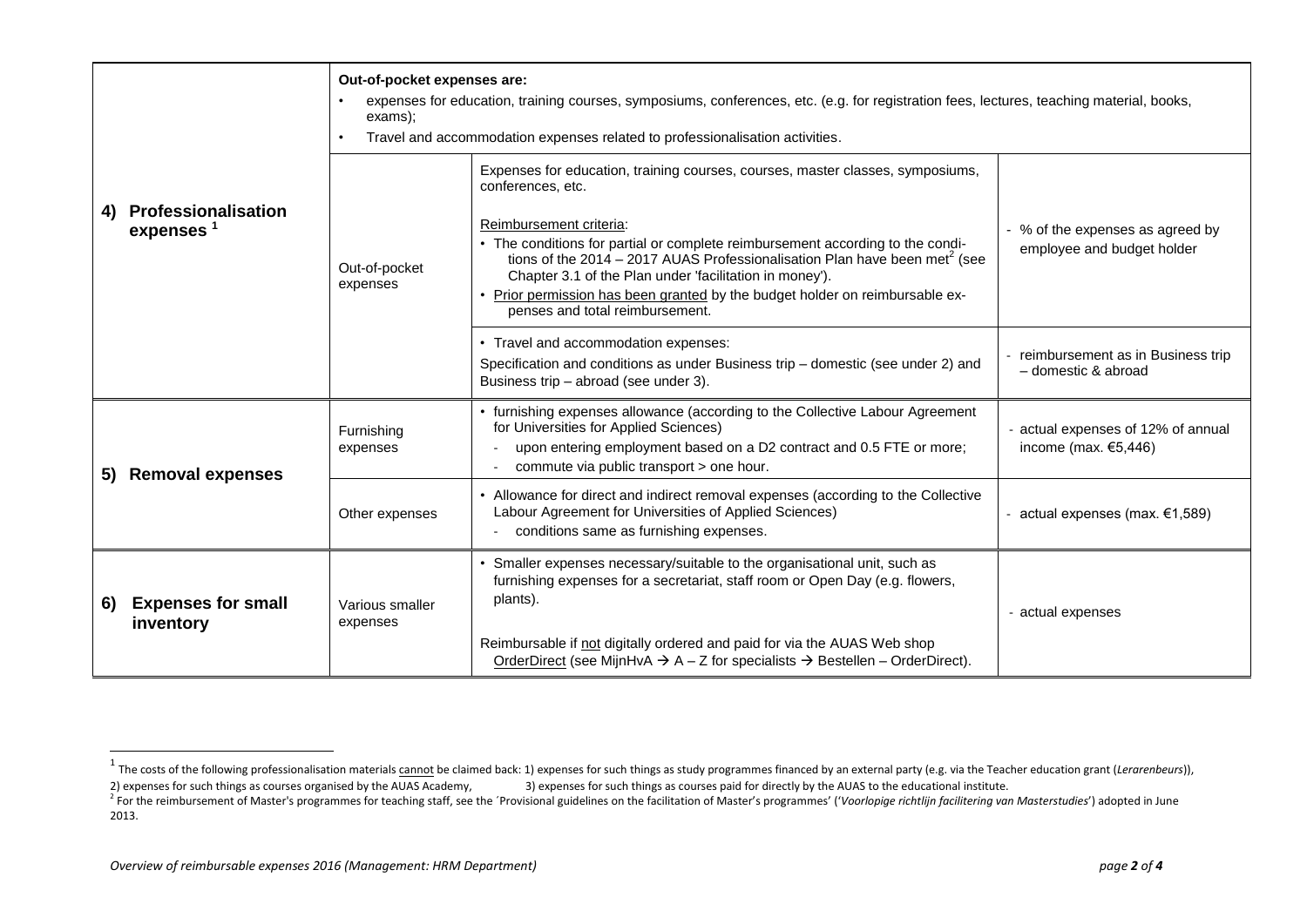| | | | |
|---|---|---|---|
| **4) Professionalisation expenses** [1] | **Out-of-pocket expenses are:** <br>• expenses for education, training courses, symposiums, conferences, etc. (e.g. for registration fees, lectures, teaching material, books, exams); <br>• Travel and accommodation expenses related to professionalisation activities. | | |
| | Out-of-pocket expenses | Expenses for education, training courses, courses, master classes, symposiums, conferences, etc. <br><br>Reimbursement criteria: <br>• The conditions for partial or complete reimbursement according to the conditions of the 2014 – 2017 AUAS Professionalisation Plan have been met[2] (see Chapter 3.1 of the Plan under 'facilitation in money'). <br>• Prior permission has been granted by the budget holder on reimbursable expenses and total reimbursement. | - % of the expenses as agreed by employee and budget holder |
| | | • Travel and accommodation expenses: <br>Specification and conditions as under Business trip – domestic (see under 2) and Business trip – abroad (see under 3). | - reimbursement as in Business trip – domestic & abroad |
| **5) Removal expenses** | Furnishing expenses | • furnishing expenses allowance (according to the Collective Labour Agreement for Universities for Applied Sciences) <br>- upon entering employment based on a D2 contract and 0.5 FTE or more; <br>- commute via public transport > one hour. | - actual expenses of 12% of annual income (max. €5,446) |
| | Other expenses | • Allowance for direct and indirect removal expenses (according to the Collective Labour Agreement for Universities of Applied Sciences) <br>- conditions same as furnishing expenses. | - actual expenses (max. €1,589) |
| **6) Expenses for small inventory** | Various smaller expenses | • Smaller expenses necessary/suitable to the organisational unit, such as furnishing expenses for a secretariat, staff room or Open Day (e.g. flowers, plants). <br><br>Reimbursable if not digitally ordered and paid for via the AUAS Web shop OrderDirect (see MijnHvA → A – Z for specialists → Bestellen – OrderDirect). | - actual expenses |

[1] The costs of the following professionalisation materials cannot be claimed back: 1) expenses for such things as study programmes financed by an external party (e.g. via the Teacher education grant (*Lerarenbeurs*)), 2) expenses for such things as courses organised by the AUAS Academy, 3) expenses for such things as courses paid for directly by the AUAS to the educational institute.

[2] For the reimbursement of Master's programmes for teaching staff, see the 'Provisional guidelines on the facilitation of Master's programmes' ('*Voorlopige richtlijn facilitering van Masterstudies*') adopted in June 2013.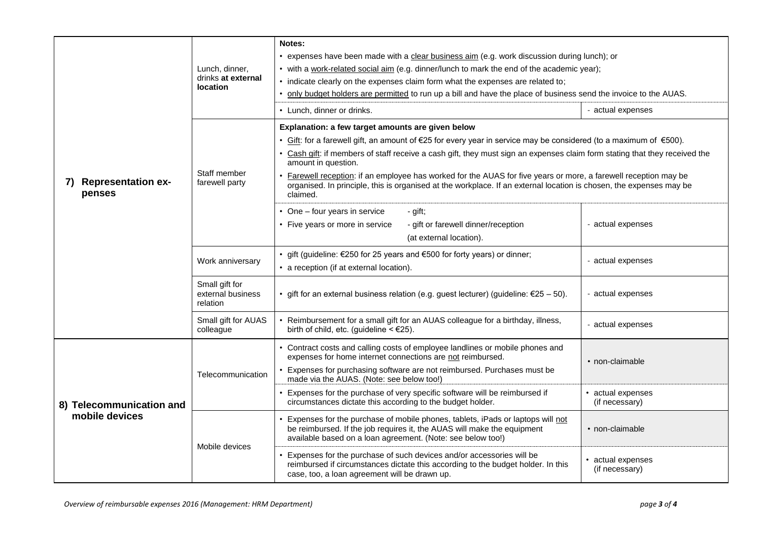| | | | |
|---|---|---|---|
| **7) Representation expenses** | Lunch, dinner, drinks **at external location** | **Notes:**<br>• expenses have been made with a clear business aim (e.g. work discussion during lunch); or<br>• with a work-related social aim (e.g. dinner/lunch to mark the end of the academic year);<br>• indicate clearly on the expenses claim form what the expenses are related to;<br>• only budget holders are permitted to run up a bill and have the place of business send the invoice to the AUAS. | |
| | | • Lunch, dinner or drinks. | - actual expenses |
| | Staff member farewell party | **Explanation: a few target amounts are given below**<br>• Gift: for a farewell gift, an amount of €25 for every year in service may be considered (to a maximum of €500).<br>• Cash gift: if members of staff receive a cash gift, they must sign an expenses claim form stating that they received the amount in question.<br>• Farewell reception: if an employee has worked for the AUAS for five years or more, a farewell reception may be organised. In principle, this is organised at the workplace. If an external location is chosen, the expenses may be claimed. | |
| | | • One – four years in service - gift;<br>• Five years or more in service - gift or farewell dinner/reception (at external location). | - actual expenses |
| | Work anniversary | • gift (guideline: €250 for 25 years and €500 for forty years) or dinner;<br>• a reception (if at external location). | - actual expenses |
| | Small gift for external business relation | • gift for an external business relation (e.g. guest lecturer) (guideline: €25 – 50). | - actual expenses |
| | Small gift for AUAS colleague | • Reimbursement for a small gift for an AUAS colleague for a birthday, illness, birth of child, etc. (guideline < €25). | - actual expenses |
| **8) Telecommunication and mobile devices** | Telecommunication | • Contract costs and calling costs of employee landlines or mobile phones and expenses for home internet connections are not reimbursed.<br>• Expenses for purchasing software are not reimbursed. Purchases must be made via the AUAS. (Note: see below too!) | • non-claimable |
| | | • Expenses for the purchase of very specific software will be reimbursed if circumstances dictate this according to the budget holder. | • actual expenses (if necessary) |
| | Mobile devices | • Expenses for the purchase of mobile phones, tablets, iPads or laptops will not be reimbursed. If the job requires it, the AUAS will make the equipment available based on a loan agreement. (Note: see below too!) | • non-claimable |
| | | • Expenses for the purchase of such devices and/or accessories will be reimbursed if circumstances dictate this according to the budget holder. In this case, too, a loan agreement will be drawn up. | • actual expenses (if necessary) |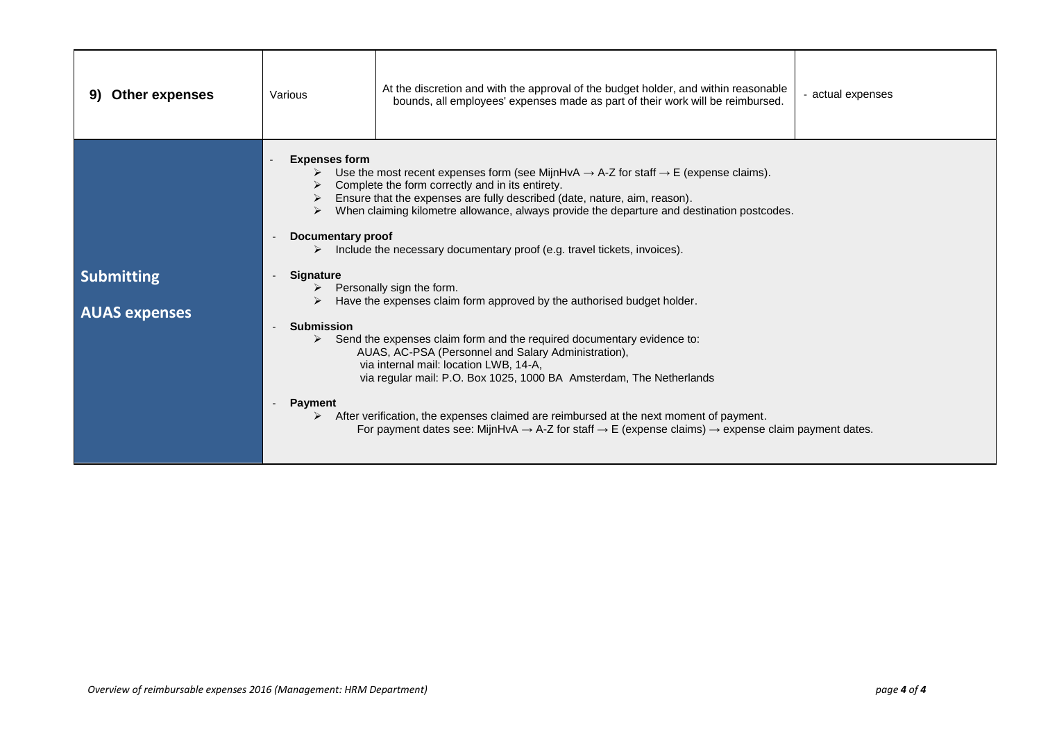| | | | |
|---|---|---|---|
| **9) Other expenses** | Various | At the discretion and with the approval of the budget holder, and within reasonable bounds, all employees' expenses made as part of their work will be reimbursed. | - actual expenses |

## Submitting AUAS expenses

- **Expenses form**
  - Use the most recent expenses form (see MijnHvA → A-Z for staff → E (expense claims).
  - Complete the form correctly and in its entirety.
  - Ensure that the expenses are fully described (date, nature, aim, reason).
  - When claiming kilometre allowance, always provide the departure and destination postcodes.
- **Documentary proof**
  - Include the necessary documentary proof (e.g. travel tickets, invoices).
- **Signature**
  - Personally sign the form.
  - Have the expenses claim form approved by the authorised budget holder.
- **Submission**
  - Send the expenses claim form and the required documentary evidence to:
    AUAS, AC-PSA (Personnel and Salary Administration),
    via internal mail: location LWB, 14-A,
    via regular mail: P.O. Box 1025, 1000 BA Amsterdam, The Netherlands
- **Payment**
  - After verification, the expenses claimed are reimbursed at the next moment of payment.
    For payment dates see: MijnHvA → A-Z for staff → E (expense claims) → expense claim payment dates.